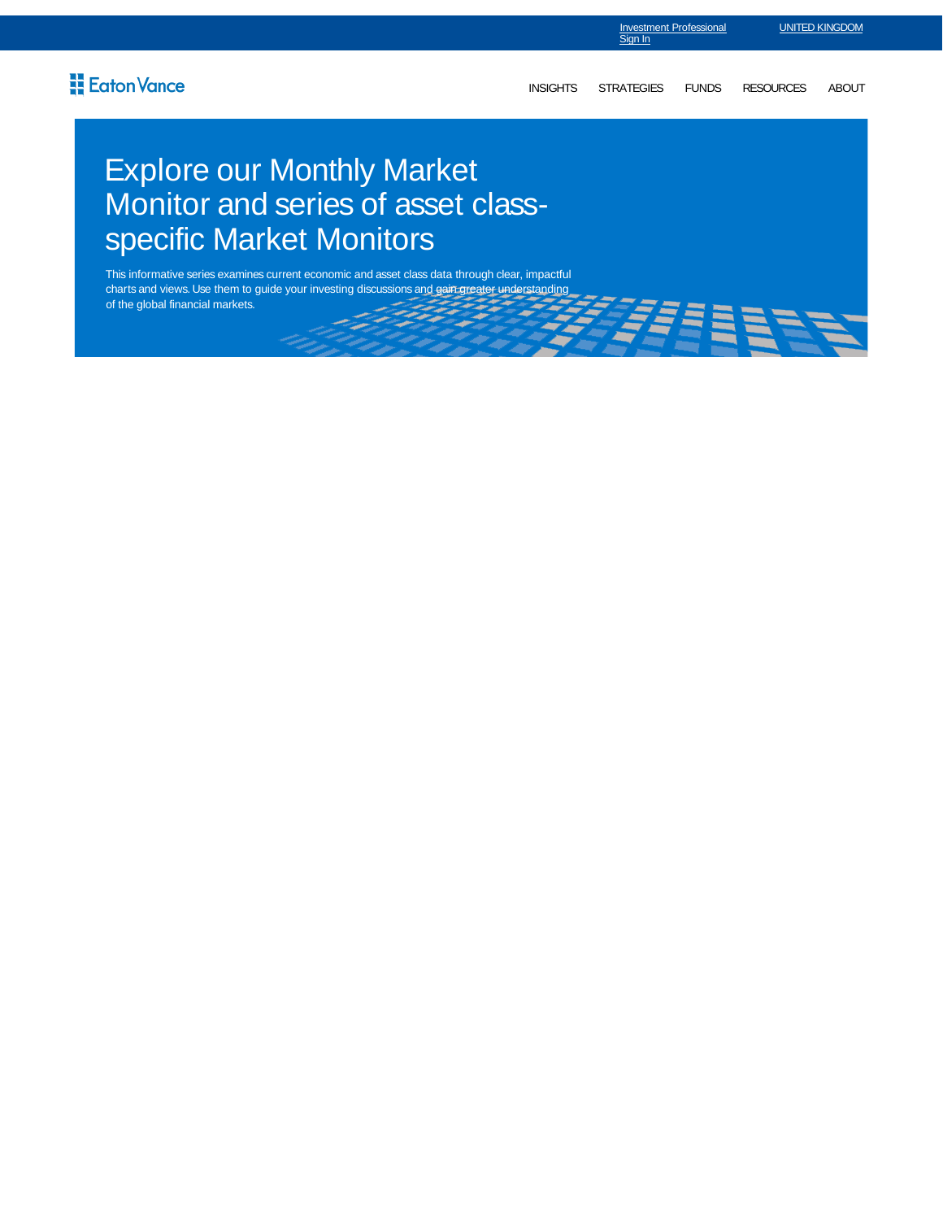Investment Professional Sign In

UNITED KINGDOM

Eaton Vance

INSIGHTS STRATEGIES FUNDS RESOURCES ABOUT

# Explore our Monthly Market Monitor and series of asset class-specific Market Monitors

This informative series examines current economic and asset class data through clear, impactful charts and views. Use them to guide your investing discussions and gain greater understanding of the global financial markets.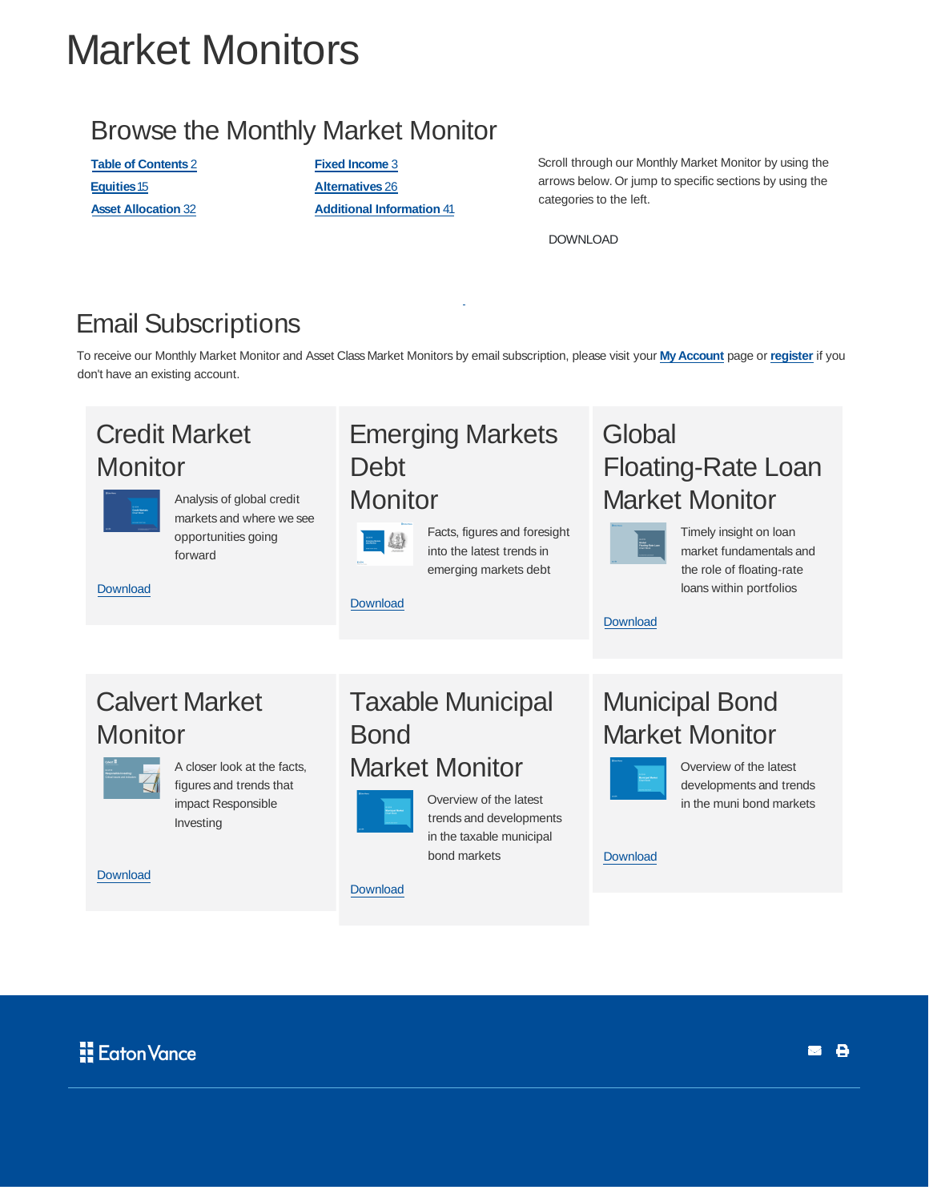# Market Monitors

## Browse the Monthly Market Monitor

**Table of Contents** 2
**Fixed Income** 3
**Equities** 15
**Alternatives** 26
**Asset Allocation** 32
**Additional Information** 41

Scroll through our Monthly Market Monitor by using the arrows below. Or jump to specific sections by using the categories to the left.

DOWNLOAD

## Email Subscriptions

To receive our Monthly Market Monitor and Asset Class Market Monitors by email subscription, please visit your **My Account** page or **register** if you don't have an existing account.

### Credit Market Monitor

Analysis of global credit markets and where we see opportunities going forward

Download

### Emerging Markets Debt Monitor

Facts, figures and foresight into the latest trends in emerging markets debt

Download

### Global Floating-Rate Loan Market Monitor

Timely insight on loan market fundamentals and the role of floating-rate loans within portfolios

Download

### Calvert Market Monitor

A closer look at the facts, figures and trends that impact Responsible Investing

Download

### Taxable Municipal Bond Market Monitor

Overview of the latest trends and developments in the taxable municipal bond markets

Download

### Municipal Bond Market Monitor

Overview of the latest developments and trends in the muni bond markets

Download

Eaton Vance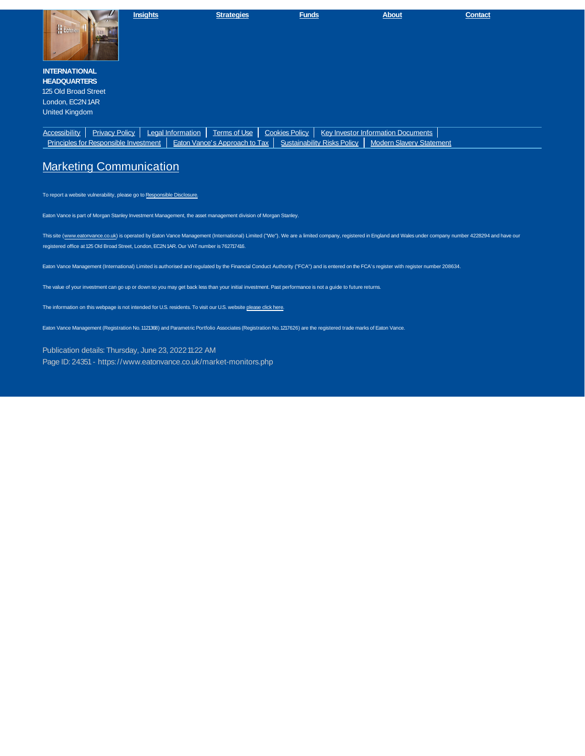Insights | Strategies | Funds | About | Contact

**INTERNATIONAL HEADQUARTERS**
125 Old Broad Street
London, EC2N 1AR
United Kingdom

Accessibility | Privacy Policy | Legal Information | Terms of Use | Cookies Policy | Key Investor Information Documents | Principles for Responsible Investment | Eaton Vance's Approach to Tax | Sustainability Risks Policy | Modern Slavery Statement

## Marketing Communication

To report a website vulnerability, please go to Responsible Disclosure.

Eaton Vance is part of Morgan Stanley Investment Management, the asset management division of Morgan Stanley.

This site (www.eatonvance.co.uk) is operated by Eaton Vance Management (International) Limited ("We"). We are a limited company, registered in England and Wales under company number 4228294 and have our registered office at 125 Old Broad Street, London, EC2N 1AR. Our VAT number is 762717416.

Eaton Vance Management (International) Limited is authorised and regulated by the Financial Conduct Authority ("FCA") and is entered on the FCA's register with register number 208634.

The value of your investment can go up or down so you may get back less than your initial investment. Past performance is not a guide to future returns.

The information on this webpage is not intended for U.S. residents. To visit our U.S. website please click here.

Eaton Vance Management (Registration No. 1121368) and Parametric Portfolio Associates (Registration No. 1217626) are the registered trade marks of Eaton Vance.

Publication details: Thursday, June 23, 2022 11:22 AM
Page ID: 24351 - https://www.eatonvance.co.uk/market-monitors.php